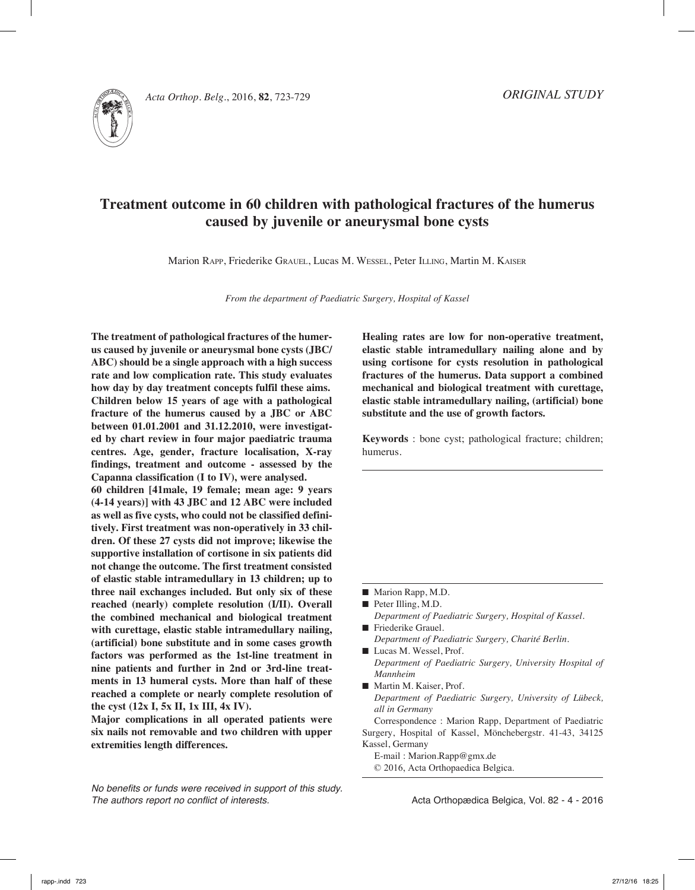ORIGINAL STUDY

# Treatment outcome in 60 children with pathological fractures of the humerus caused by juvenile or aneurysmal bone cysts

Marion Rapp, Friederike Grauel, Lucas M. Wessel, Peter Illing, Martin M. Kaiser

*From the department of Paediatric Surgery, Hospital of Kassel*

**The treatment of pathological fractures of the humerus caused by juvenile or aneurysmal bone cysts (JBC/ABC) should be a single approach with a high success rate and low complication rate. This study evaluates how day by day treatment concepts fulfil these aims. Children below 15 years of age with a pathological fracture of the humerus caused by a JBC or ABC between 01.01.2001 and 31.12.2010, were investigated by chart review in four major paediatric trauma centres. Age, gender, fracture localisation, X-ray findings, treatment and outcome - assessed by the Capanna classification (I to IV), were analysed.**

**60 children [41male, 19 female; mean age: 9 years (4-14 years)] with 43 JBC and 12 ABC were included as well as five cysts, who could not be classified definitively. First treatment was non-operatively in 33 children. Of these 27 cysts did not improve; likewise the supportive installation of cortisone in six patients did not change the outcome. The first treatment consisted of elastic stable intramedullary in 13 children; up to three nail exchanges included. But only six of these reached (nearly) complete resolution (I/II). Overall the combined mechanical and biological treatment with curettage, elastic stable intramedullary nailing, (artificial) bone substitute and in some cases growth factors was performed as the 1st-line treatment in nine patients and further in 2nd or 3rd-line treatments in 13 humeral cysts. More than half of these reached a complete or nearly complete resolution of the cyst (12x I, 5x II, 1x III, 4x IV).**

**Major complications in all operated patients were six nails not removable and two children with upper extremities length differences.**

**Healing rates are low for non-operative treatment, elastic stable intramedullary nailing alone and by using cortisone for cysts resolution in pathological fractures of the humerus. Data support a combined mechanical and biological treatment with curettage, elastic stable intramedullary nailing, (artificial) bone substitute and the use of growth factors.**

**Keywords** : bone cyst; pathological fracture; children; humerus.

- Marion Rapp, M.D.
- Peter Illing, M.D.
  *Department of Paediatric Surgery, Hospital of Kassel.*
- Friederike Grauel.
  *Department of Paediatric Surgery, Charité Berlin.*
- Lucas M. Wessel, Prof.
  *Department of Paediatric Surgery, University Hospital of Mannheim*
- Martin M. Kaiser, Prof.
  *Department of Paediatric Surgery, University of Lübeck, all in Germany*

Correspondence : Marion Rapp, Department of Paediatric Surgery, Hospital of Kassel, Mönchebergstr. 41-43, 34125 Kassel, Germany

E-mail : Marion.Rapp@gmx.de

© 2016, Acta Orthopaedica Belgica.

*No benefits or funds were received in support of this study. The authors report no conflict of interests.*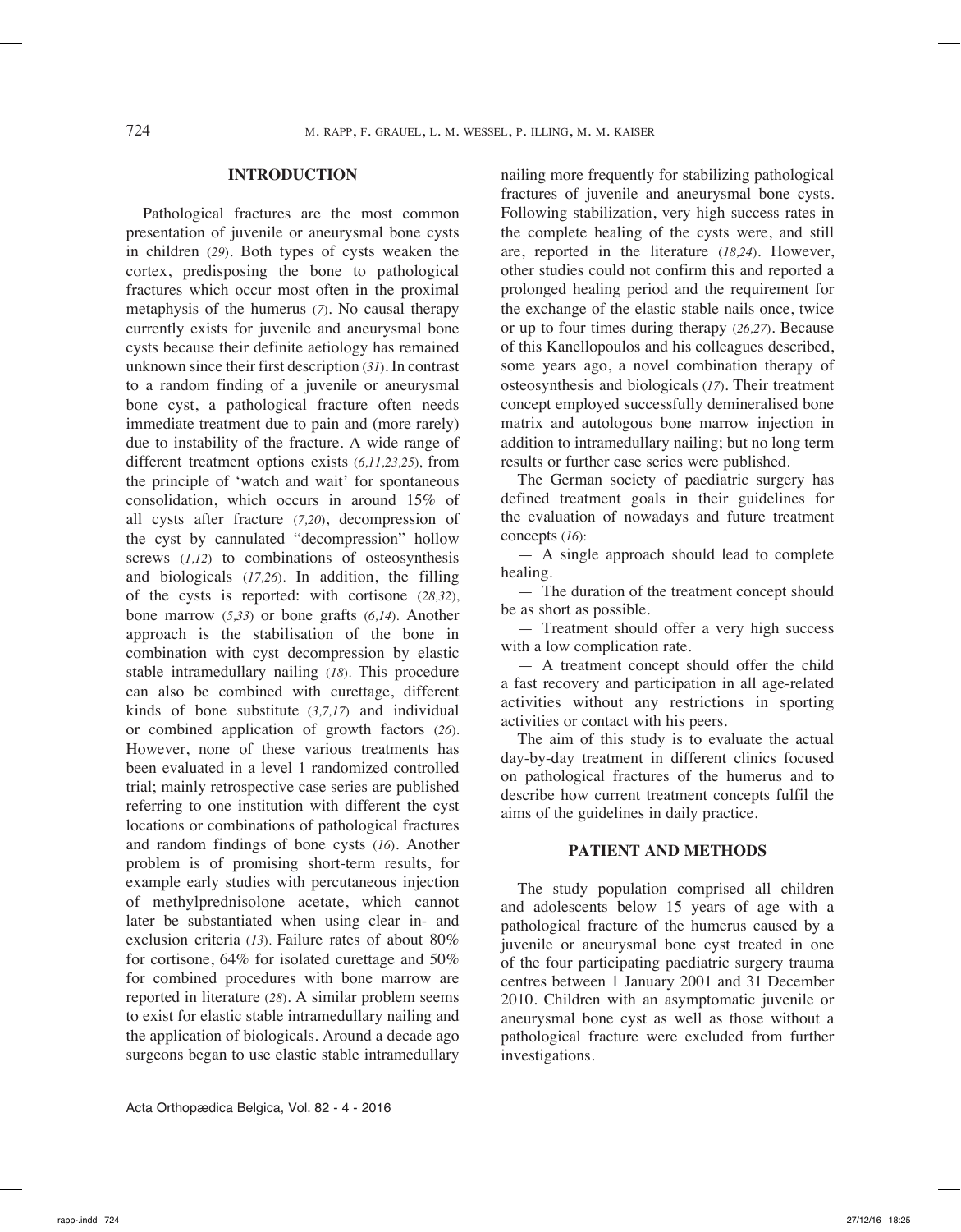## INTRODUCTION

Pathological fractures are the most common presentation of juvenile or aneurysmal bone cysts in children (*29*). Both types of cysts weaken the cortex, predisposing the bone to pathological fractures which occur most often in the proximal metaphysis of the humerus (*7*). No causal therapy currently exists for juvenile and aneurysmal bone cysts because their definite aetiology has remained unknown since their first description (*31*). In contrast to a random finding of a juvenile or aneurysmal bone cyst, a pathological fracture often needs immediate treatment due to pain and (more rarely) due to instability of the fracture. A wide range of different treatment options exists (*6,11,23,25*), from the principle of 'watch and wait' for spontaneous consolidation, which occurs in around 15% of all cysts after fracture (*7,20*), decompression of the cyst by cannulated "decompression" hollow screws (*1,12*) to combinations of osteosynthesis and biologicals (*17,26*). In addition, the filling of the cysts is reported: with cortisone (*28,32*), bone marrow (*5,33*) or bone grafts (*6,14*). Another approach is the stabilisation of the bone in combination with cyst decompression by elastic stable intramedullary nailing (*18*). This procedure can also be combined with curettage, different kinds of bone substitute (*3,7,17*) and individual or combined application of growth factors (*26*). However, none of these various treatments has been evaluated in a level 1 randomized controlled trial; mainly retrospective case series are published referring to one institution with different the cyst locations or combinations of pathological fractures and random findings of bone cysts (*16*). Another problem is of promising short-term results, for example early studies with percutaneous injection of methylprednisolone acetate, which cannot later be substantiated when using clear in- and exclusion criteria (*13*). Failure rates of about 80% for cortisone, 64% for isolated curettage and 50% for combined procedures with bone marrow are reported in literature (*28*). A similar problem seems to exist for elastic stable intramedullary nailing and the application of biologicals. Around a decade ago surgeons began to use elastic stable intramedullary nailing more frequently for stabilizing pathological fractures of juvenile and aneurysmal bone cysts. Following stabilization, very high success rates in the complete healing of the cysts were, and still are, reported in the literature (*18,24*). However, other studies could not confirm this and reported a prolonged healing period and the requirement for the exchange of the elastic stable nails once, twice or up to four times during therapy (*26,27*). Because of this Kanellopoulos and his colleagues described, some years ago, a novel combination therapy of osteosynthesis and biologicals (*17*). Their treatment concept employed successfully demineralised bone matrix and autologous bone marrow injection in addition to intramedullary nailing; but no long term results or further case series were published.

The German society of paediatric surgery has defined treatment goals in their guidelines for the evaluation of nowadays and future treatment concepts (*16*):

— A single approach should lead to complete healing.

— The duration of the treatment concept should be as short as possible.

— Treatment should offer a very high success with a low complication rate.

— A treatment concept should offer the child a fast recovery and participation in all age-related activities without any restrictions in sporting activities or contact with his peers.

The aim of this study is to evaluate the actual day-by-day treatment in different clinics focused on pathological fractures of the humerus and to describe how current treatment concepts fulfil the aims of the guidelines in daily practice.

## PATIENT AND METHODS

The study population comprised all children and adolescents below 15 years of age with a pathological fracture of the humerus caused by a juvenile or aneurysmal bone cyst treated in one of the four participating paediatric surgery trauma centres between 1 January 2001 and 31 December 2010. Children with an asymptomatic juvenile or aneurysmal bone cyst as well as those without a pathological fracture were excluded from further investigations.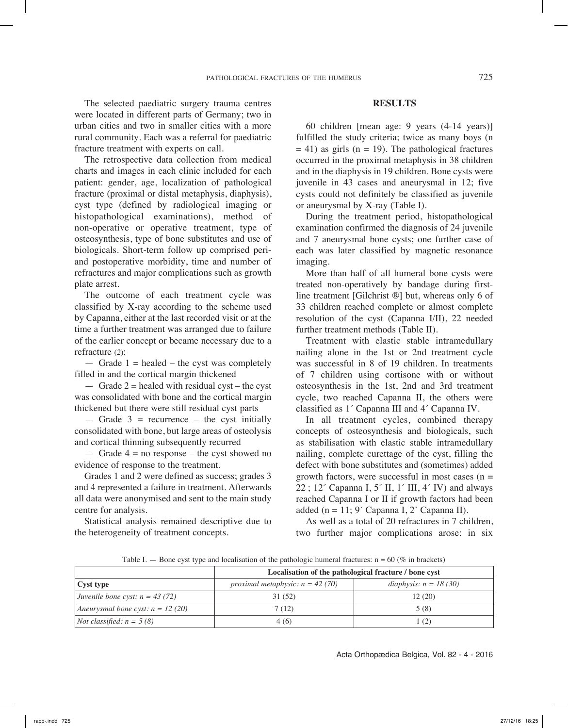The selected paediatric surgery trauma centres were located in different parts of Germany; two in urban cities and two in smaller cities with a more rural community. Each was a referral for paediatric fracture treatment with experts on call.

The retrospective data collection from medical charts and images in each clinic included for each patient: gender, age, localization of pathological fracture (proximal or distal metaphysis, diaphysis), cyst type (defined by radiological imaging or histopathological examinations), method of non-operative or operative treatment, type of osteosynthesis, type of bone substitutes and use of biologicals. Short-term follow up comprised peri- and postoperative morbidity, time and number of refractures and major complications such as growth plate arrest.

The outcome of each treatment cycle was classified by X-ray according to the scheme used by Capanna, either at the last recorded visit or at the time a further treatment was arranged due to failure of the earlier concept or became necessary due to a refracture (2):

— Grade 1 = healed – the cyst was completely filled in and the cortical margin thickened

— Grade 2 = healed with residual cyst – the cyst was consolidated with bone and the cortical margin thickened but there were still residual cyst parts

— Grade 3 = recurrence – the cyst initially consolidated with bone, but large areas of osteolysis and cortical thinning subsequently recurred

— Grade 4 = no response – the cyst showed no evidence of response to the treatment.

Grades 1 and 2 were defined as success; grades 3 and 4 represented a failure in treatment. Afterwards all data were anonymised and sent to the main study centre for analysis.

Statistical analysis remained descriptive due to the heterogeneity of treatment concepts.

## RESULTS

60 children [mean age: 9 years (4-14 years)] fulfilled the study criteria; twice as many boys (n = 41) as girls (n = 19). The pathological fractures occurred in the proximal metaphysis in 38 children and in the diaphysis in 19 children. Bone cysts were juvenile in 43 cases and aneurysmal in 12; five cysts could not definitely be classified as juvenile or aneurysmal by X-ray (Table I).

During the treatment period, histopathological examination confirmed the diagnosis of 24 juvenile and 7 aneurysmal bone cysts; one further case of each was later classified by magnetic resonance imaging.

More than half of all humeral bone cysts were treated non-operatively by bandage during first-line treatment [Gilchrist ®] but, whereas only 6 of 33 children reached complete or almost complete resolution of the cyst (Capanna I/II), 22 needed further treatment methods (Table II).

Treatment with elastic stable intramedullary nailing alone in the 1st or 2nd treatment cycle was successful in 8 of 19 children. In treatments of 7 children using cortisone with or without osteosynthesis in the 1st, 2nd and 3rd treatment cycle, two reached Capanna II, the others were classified as 1´ Capanna III and 4´ Capanna IV.

In all treatment cycles, combined therapy concepts of osteosynthesis and biologicals, such as stabilisation with elastic stable intramedullary nailing, complete curettage of the cyst, filling the defect with bone substitutes and (sometimes) added growth factors, were successful in most cases (n = 22 ; 12´ Capanna I, 5´ II, 1´ III, 4´ IV) and always reached Capanna I or II if growth factors had been added (n = 11; 9´ Capanna I, 2´ Capanna II).

As well as a total of 20 refractures in 7 children, two further major complications arose: in six

Table I. — Bone cyst type and localisation of the pathologic humeral fractures: n = 60 (% in brackets)

| | Localisation of the pathological fracture / bone cyst | |
|---|---|---|
| **Cyst type** | *proximal metaphysic: n = 42 (70)* | *diaphysis: n = 18 (30)* |
| *Juvenile bone cyst: n = 43 (72)* | 31 (52) | 12 (20) |
| *Aneurysmal bone cyst: n = 12 (20)* | 7 (12) | 5 (8) |
| *Not classified: n = 5 (8)* | 4 (6) | 1 (2) |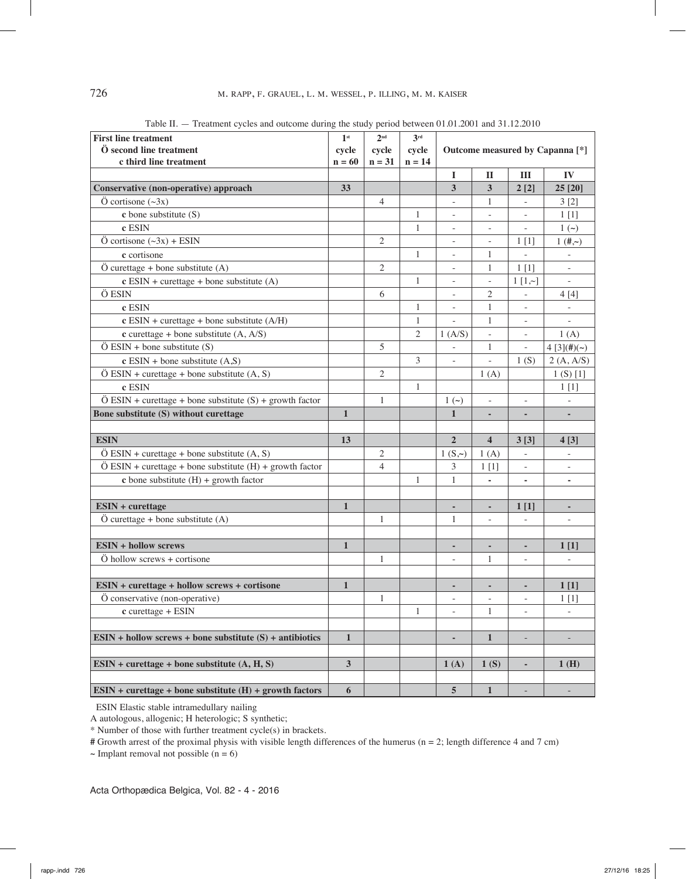Table II. — Treatment cycles and outcome during the study period between 01.01.2001 and 31.12.2010

| **First line treatment**<br>**Ö second line treatment**<br>**c third line treatment** | **1st cycle n = 60** | **2nd cycle n = 31** | **3rd cycle n = 14** | **Outcome measured by Capanna [*]** | | | |
|---|---|---|---|---|---|---|---|
| | | | | **I** | **II** | **III** | **IV** |
| **Conservative (non-operative) approach** | **33** | | | **3** | **3** | **2 [2]** | **25 [20]** |
| Ö cortisone (~3x) | | 4 | | - | 1 | - | 3 [2] |
| **c** bone substitute (S) | | | 1 | - | - | - | 1 [1] |
| **c** ESIN | | | 1 | - | - | - | 1 (~) |
| Ö cortisone (~3x) + ESIN | | 2 | | - | - | 1 [1] | 1 (#,~) |
| **c** cortisone | | | 1 | - | 1 | - | - |
| Ö curettage + bone substitute (A) | | 2 | | - | 1 | 1 [1] | - |
| **c** ESIN + curettage + bone substitute (A) | | | 1 | - | - | 1 [1,~] | - |
| Ö ESIN | | 6 | | - | 2 | - | 4 [4] |
| **c** ESIN | | | 1 | - | 1 | - | - |
| **c** ESIN + curettage + bone substitute (A/H) | | | 1 | - | 1 | - | - |
| **c** curettage + bone substitute (A, A/S) | | | 2 | 1 (A/S) | - | - | 1 (A) |
| Ö ESIN + bone substitute (S) | | 5 | | - | 1 | - | 4 [3](#)(~) |
| **c** ESIN + bone substitute (A,S) | | | 3 | - | - | 1 (S) | 2 (A, A/S) |
| Ö ESIN + curettage + bone substitute (A, S) | | 2 | | | 1 (A) | | 1 (S) [1] |
| **c** ESIN | | | 1 | | | | 1 [1] |
| Ö ESIN + curettage + bone substitute (S) + growth factor | | 1 | | 1 (~) | - | - | - |
| **Bone substitute (S) without curettage** | **1** | | | **1** | **-** | **-** | **-** |
| | | | | | | | |
| **ESIN** | **13** | | | **2** | **4** | **3 [3]** | **4 [3]** |
| Ö ESIN + curettage + bone substitute (A, S) | | 2 | | 1 (S,~) | 1 (A) | - | - |
| Ö ESIN + curettage + bone substitute (H) + growth factor | | 4 | | 3 | 1 [1] | - | - |
| **c** bone substitute (H) + growth factor | | | 1 | 1 | - | - | - |
| | | | | | | | |
| **ESIN + curettage** | **1** | | | **-** | **-** | **1 [1]** | **-** |
| Ö curettage + bone substitute (A) | | 1 | | 1 | - | - | - |
| | | | | | | | |
| **ESIN + hollow screws** | **1** | | | **-** | **-** | **-** | **1 [1]** |
| Ö hollow screws + cortisone | | 1 | | - | 1 | - | - |
| | | | | | | | |
| **ESIN + curettage + hollow screws + cortisone** | **1** | | | **-** | **-** | **-** | **1 [1]** |
| Ö conservative (non-operative) | | 1 | | - | - | - | 1 [1] |
| **c** curettage + ESIN | | | 1 | - | 1 | - | - |
| | | | | | | | |
| **ESIN + hollow screws + bone substitute (S) + antibiotics** | **1** | | | **-** | **1** | - | - |
| | | | | | | | |
| **ESIN + curettage + bone substitute (A, H, S)** | **3** | | | **1 (A)** | **1 (S)** | **-** | **1 (H)** |
| | | | | | | | |
| **ESIN + curettage + bone substitute (H) + growth factors** | **6** | | | **5** | **1** | - | - |

ESIN Elastic stable intramedullary nailing

A autologous, allogenic; H heterologic; S synthetic;

* Number of those with further treatment cycle(s) in brackets.

**#** Growth arrest of the proximal physis with visible length differences of the humerus (n = 2; length difference 4 and 7 cm)

**~** Implant removal not possible (n = 6)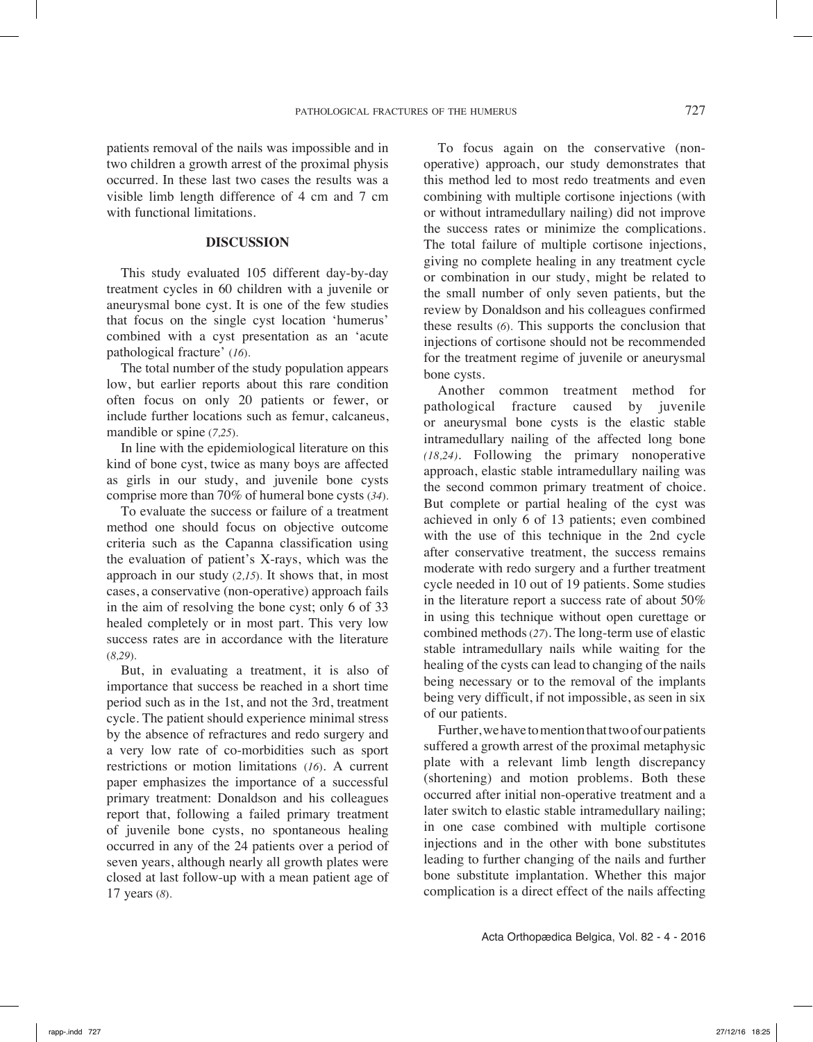patients removal of the nails was impossible and in two children a growth arrest of the proximal physis occurred. In these last two cases the results was a visible limb length difference of 4 cm and 7 cm with functional limitations.

## DISCUSSION

This study evaluated 105 different day-by-day treatment cycles in 60 children with a juvenile or aneurysmal bone cyst. It is one of the few studies that focus on the single cyst location 'humerus' combined with a cyst presentation as an 'acute pathological fracture' (*16*).

The total number of the study population appears low, but earlier reports about this rare condition often focus on only 20 patients or fewer, or include further locations such as femur, calcaneus, mandible or spine (*7,25*).

In line with the epidemiological literature on this kind of bone cyst, twice as many boys are affected as girls in our study, and juvenile bone cysts comprise more than 70% of humeral bone cysts (*34*).

To evaluate the success or failure of a treatment method one should focus on objective outcome criteria such as the Capanna classification using the evaluation of patient's X-rays, which was the approach in our study (*2,15*). It shows that, in most cases, a conservative (non-operative) approach fails in the aim of resolving the bone cyst; only 6 of 33 healed completely or in most part. This very low success rates are in accordance with the literature (*8,29*).

But, in evaluating a treatment, it is also of importance that success be reached in a short time period such as in the 1st, and not the 3rd, treatment cycle. The patient should experience minimal stress by the absence of refractures and redo surgery and a very low rate of co-morbidities such as sport restrictions or motion limitations (*16*). A current paper emphasizes the importance of a successful primary treatment: Donaldson and his colleagues report that, following a failed primary treatment of juvenile bone cysts, no spontaneous healing occurred in any of the 24 patients over a period of seven years, although nearly all growth plates were closed at last follow-up with a mean patient age of 17 years (*8*).

To focus again on the conservative (non-operative) approach, our study demonstrates that this method led to most redo treatments and even combining with multiple cortisone injections (with or without intramedullary nailing) did not improve the success rates or minimize the complications. The total failure of multiple cortisone injections, giving no complete healing in any treatment cycle or combination in our study, might be related to the small number of only seven patients, but the review by Donaldson and his colleagues confirmed these results (*6*). This supports the conclusion that injections of cortisone should not be recommended for the treatment regime of juvenile or aneurysmal bone cysts.

Another common treatment method for pathological fracture caused by juvenile or aneurysmal bone cysts is the elastic stable intramedullary nailing of the affected long bone (*18,24*). Following the primary nonoperative approach, elastic stable intramedullary nailing was the second common primary treatment of choice. But complete or partial healing of the cyst was achieved in only 6 of 13 patients; even combined with the use of this technique in the 2nd cycle after conservative treatment, the success remains moderate with redo surgery and a further treatment cycle needed in 10 out of 19 patients. Some studies in the literature report a success rate of about 50% in using this technique without open curettage or combined methods (*27*). The long-term use of elastic stable intramedullary nails while waiting for the healing of the cysts can lead to changing of the nails being necessary or to the removal of the implants being very difficult, if not impossible, as seen in six of our patients.

Further, we have to mention that two of our patients suffered a growth arrest of the proximal metaphysic plate with a relevant limb length discrepancy (shortening) and motion problems. Both these occurred after initial non-operative treatment and a later switch to elastic stable intramedullary nailing; in one case combined with multiple cortisone injections and in the other with bone substitutes leading to further changing of the nails and further bone substitute implantation. Whether this major complication is a direct effect of the nails affecting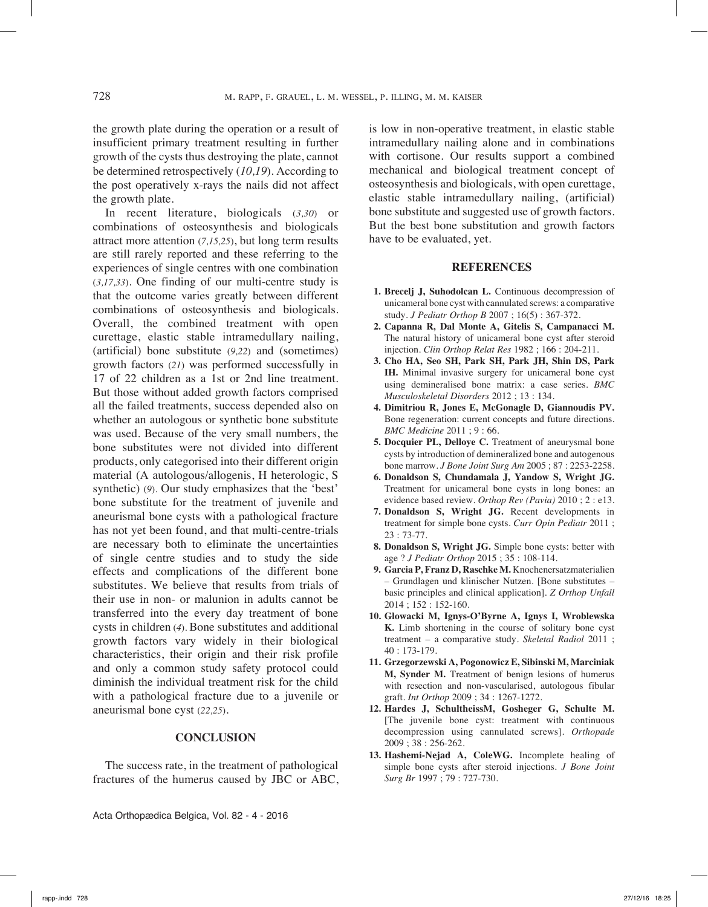the growth plate during the operation or a result of insufficient primary treatment resulting in further growth of the cysts thus destroying the plate, cannot be determined retrospectively (*10,19*). According to the post operatively x-rays the nails did not affect the growth plate.

In recent literature, biologicals (*3,30*) or combinations of osteosynthesis and biologicals attract more attention (*7,15,25*), but long term results are still rarely reported and these referring to the experiences of single centres with one combination (*3,17,33*). One finding of our multi-centre study is that the outcome varies greatly between different combinations of osteosynthesis and biologicals. Overall, the combined treatment with open curettage, elastic stable intramedullary nailing, (artificial) bone substitute (*9,22*) and (sometimes) growth factors (*21*) was performed successfully in 17 of 22 children as a 1st or 2nd line treatment. But those without added growth factors comprised all the failed treatments, success depended also on whether an autologous or synthetic bone substitute was used. Because of the very small numbers, the bone substitutes were not divided into different products, only categorised into their different origin material (A autologous/allogenis, H heterologic, S synthetic) (*9*). Our study emphasizes that the 'best' bone substitute for the treatment of juvenile and aneurismal bone cysts with a pathological fracture has not yet been found, and that multi-centre-trials are necessary both to eliminate the uncertainties of single centre studies and to study the side effects and complications of the different bone substitutes. We believe that results from trials of their use in non- or malunion in adults cannot be transferred into the every day treatment of bone cysts in children (*4*). Bone substitutes and additional growth factors vary widely in their biological characteristics, their origin and their risk profile and only a common study safety protocol could diminish the individual treatment risk for the child with a pathological fracture due to a juvenile or aneurismal bone cyst (*22,25*).

## CONCLUSION

The success rate, in the treatment of pathological fractures of the humerus caused by JBC or ABC, is low in non-operative treatment, in elastic stable intramedullary nailing alone and in combinations with cortisone. Our results support a combined mechanical and biological treatment concept of osteosynthesis and biologicals, with open curettage, elastic stable intramedullary nailing, (artificial) bone substitute and suggested use of growth factors. But the best bone substitution and growth factors have to be evaluated, yet.

## REFERENCES

1. **Brecelj J, Suhodolcan L.** Continuous decompression of unicameral bone cyst with cannulated screws: a comparative study. *J Pediatr Orthop B* 2007 ; 16(5) : 367-372.
2. **Capanna R, Dal Monte A, Gitelis S, Campanacci M.** The natural history of unicameral bone cyst after steroid injection. *Clin Orthop Relat Res* 1982 ; 166 : 204-211.
3. **Cho HA, Seo SH, Park SH, Park JH, Shin DS, Park IH.** Minimal invasive surgery for unicameral bone cyst using demineralised bone matrix: a case series. *BMC Musculoskeletal Disorders* 2012 ; 13 : 134.
4. **Dimitriou R, Jones E, McGonagle D, Giannoudis PV.** Bone regeneration: current concepts and future directions. *BMC Medicine* 2011 ; 9 : 66.
5. **Docquier PL, Delloye C.** Treatment of aneurysmal bone cysts by introduction of demineralized bone and autogenous bone marrow. *J Bone Joint Surg Am* 2005 ; 87 : 2253-2258.
6. **Donaldson S, Chundamala J, Yandow S, Wright JG.** Treatment for unicameral bone cysts in long bones: an evidence based review. *Orthop Rev (Pavia)* 2010 ; 2 : e13.
7. **Donaldson S, Wright JG.** Recent developments in treatment for simple bone cysts. *Curr Opin Pediatr* 2011 ; 23 : 73-77.
8. **Donaldson S, Wright JG.** Simple bone cysts: better with age ? *J Pediatr Orthop* 2015 ; 35 : 108-114.
9. **Garcia P, Franz D, Raschke M.** Knochenersatzmaterialien – Grundlagen und klinischer Nutzen. [Bone substitutes – basic principles and clinical application]. *Z Orthop Unfall* 2014 ; 152 : 152-160.
10. **Glowacki M, Ignys-O'Byrne A, Ignys I, Wroblewska K.** Limb shortening in the course of solitary bone cyst treatment – a comparative study. *Skeletal Radiol* 2011 ; 40 : 173-179.
11. **Grzegorzewski A, Pogonowicz E, Sibinski M, Marciniak M, Synder M.** Treatment of benign lesions of humerus with resection and non-vascularised, autologous fibular graft. *Int Orthop* 2009 ; 34 : 1267-1272.
12. **Hardes J, SchultheissM, Gosheger G, Schulte M.** [The juvenile bone cyst: treatment with continuous decompression using cannulated screws]. *Orthopade* 2009 ; 38 : 256-262.
13. **Hashemi-Nejad A, ColeWG.** Incomplete healing of simple bone cysts after steroid injections. *J Bone Joint Surg Br* 1997 ; 79 : 727-730.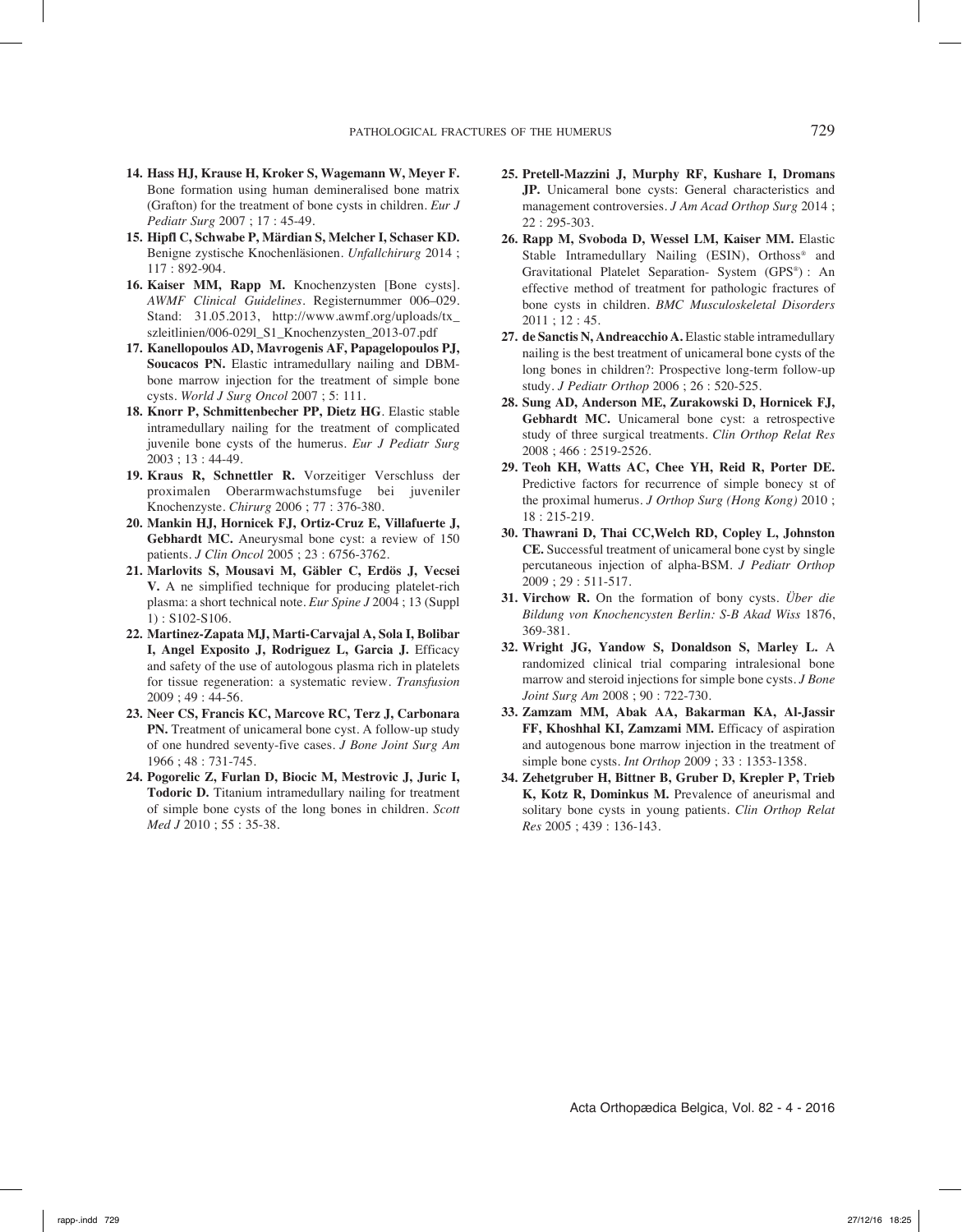14. **Hass HJ, Krause H, Kroker S, Wagemann W, Meyer F.** Bone formation using human demineralised bone matrix (Grafton) for the treatment of bone cysts in children. *Eur J Pediatr Surg* 2007 ; 17 : 45-49.
15. **Hipfl C, Schwabe P, Märdian S, Melcher I, Schaser KD.** Benigne zystische Knochenläsionen. *Unfallchirurg* 2014 ; 117 : 892-904.
16. **Kaiser MM, Rapp M.** Knochenzysten [Bone cysts]. *AWMF Clinical Guidelines*. Registernummer 006–029. Stand: 31.05.2013, http://www.awmf.org/uploads/tx_szleitlinien/006-029l_S1_Knochenzysten_2013-07.pdf
17. **Kanellopoulos AD, Mavrogenis AF, Papagelopoulos PJ, Soucacos PN.** Elastic intramedullary nailing and DBM-bone marrow injection for the treatment of simple bone cysts. *World J Surg Oncol* 2007 ; 5: 111.
18. **Knorr P, Schmittenbecher PP, Dietz HG**. Elastic stable intramedullary nailing for the treatment of complicated juvenile bone cysts of the humerus. *Eur J Pediatr Surg* 2003 ; 13 : 44-49.
19. **Kraus R, Schnettler R.** Vorzeitiger Verschluss der proximalen Oberarmwachstumsfuge bei juveniler Knochenzyste. *Chirurg* 2006 ; 77 : 376-380.
20. **Mankin HJ, Hornicek FJ, Ortiz-Cruz E, Villafuerte J, Gebhardt MC.** Aneurysmal bone cyst: a review of 150 patients. *J Clin Oncol* 2005 ; 23 : 6756-3762.
21. **Marlovits S, Mousavi M, Gäbler C, Erdös J, Vecsei V.** A ne simplified technique for producing platelet-rich plasma: a short technical note. *Eur Spine J* 2004 ; 13 (Suppl 1) : S102-S106.
22. **Martinez-Zapata MJ, Marti-Carvajal A, Sola I, Bolibar I, Angel Exposito J, Rodriguez L, Garcia J.** Efficacy and safety of the use of autologous plasma rich in platelets for tissue regeneration: a systematic review. *Transfusion* 2009 ; 49 : 44-56.
23. **Neer CS, Francis KC, Marcove RC, Terz J, Carbonara PN.** Treatment of unicameral bone cyst. A follow-up study of one hundred seventy-five cases. *J Bone Joint Surg Am* 1966 ; 48 : 731-745.
24. **Pogorelic Z, Furlan D, Biocic M, Mestrovic J, Juric I, Todoric D.** Titanium intramedullary nailing for treatment of simple bone cysts of the long bones in children. *Scott Med J* 2010 ; 55 : 35-38.
25. **Pretell-Mazzini J, Murphy RF, Kushare I, Dromans JP.** Unicameral bone cysts: General characteristics and management controversies. *J Am Acad Orthop Surg* 2014 ; 22 : 295-303.
26. **Rapp M, Svoboda D, Wessel LM, Kaiser MM.** Elastic Stable Intramedullary Nailing (ESIN), Orthoss® and Gravitational Platelet Separation- System (GPS®) : An effective method of treatment for pathologic fractures of bone cysts in children. *BMC Musculoskeletal Disorders* 2011 ; 12 : 45.
27. **de Sanctis N, Andreacchio A.** Elastic stable intramedullary nailing is the best treatment of unicameral bone cysts of the long bones in children?: Prospective long-term follow-up study. *J Pediatr Orthop* 2006 ; 26 : 520-525.
28. **Sung AD, Anderson ME, Zurakowski D, Hornicek FJ, Gebhardt MC.** Unicameral bone cyst: a retrospective study of three surgical treatments. *Clin Orthop Relat Res* 2008 ; 466 : 2519-2526.
29. **Teoh KH, Watts AC, Chee YH, Reid R, Porter DE.** Predictive factors for recurrence of simple bonecy st of the proximal humerus. *J Orthop Surg (Hong Kong)* 2010 ; 18 : 215-219.
30. **Thawrani D, Thai CC,Welch RD, Copley L, Johnston CE.** Successful treatment of unicameral bone cyst by single percutaneous injection of alpha-BSM. *J Pediatr Orthop* 2009 ; 29 : 511-517.
31. **Virchow R.** On the formation of bony cysts. *Über die Bildung von Knochencysten Berlin: S-B Akad Wiss* 1876, 369-381.
32. **Wright JG, Yandow S, Donaldson S, Marley L.** A randomized clinical trial comparing intralesional bone marrow and steroid injections for simple bone cysts. *J Bone Joint Surg Am* 2008 ; 90 : 722-730.
33. **Zamzam MM, Abak AA, Bakarman KA, Al-Jassir FF, Khoshhal KI, Zamzami MM.** Efficacy of aspiration and autogenous bone marrow injection in the treatment of simple bone cysts. *Int Orthop* 2009 ; 33 : 1353-1358.
34. **Zehetgruber H, Bittner B, Gruber D, Krepler P, Trieb K, Kotz R, Dominkus M.** Prevalence of aneurismal and solitary bone cysts in young patients. *Clin Orthop Relat Res* 2005 ; 439 : 136-143.